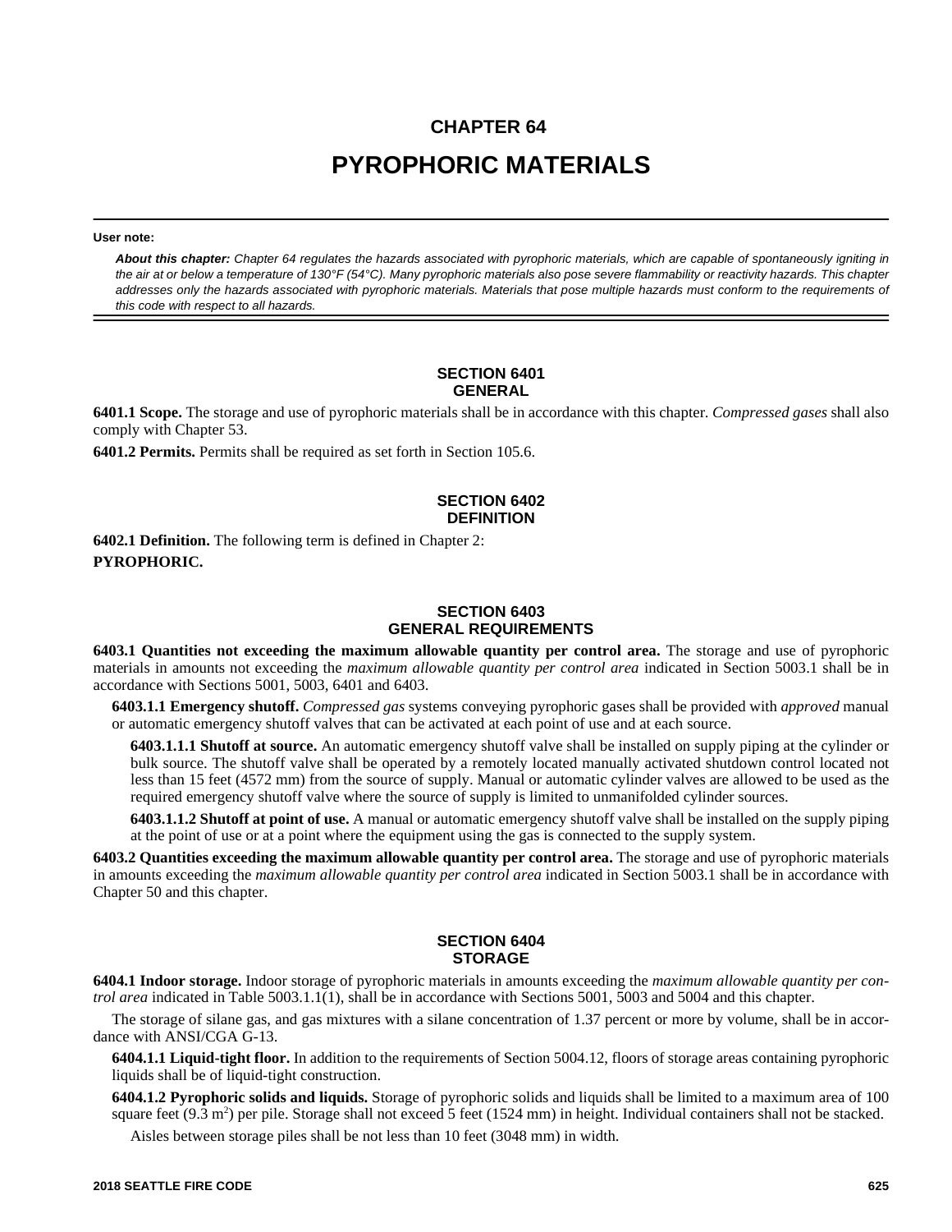# CHAPTER 64

# PYROPHORIC MATERIALS

**User note:**

***About this chapter:*** *Chapter 64 regulates the hazards associated with pyrophoric materials, which are capable of spontaneously igniting in the air at or below a temperature of 130°F (54°C). Many pyrophoric materials also pose severe flammability or reactivity hazards. This chapter addresses only the hazards associated with pyrophoric materials. Materials that pose multiple hazards must conform to the requirements of this code with respect to all hazards.*

## SECTION 6401 GENERAL

**6401.1 Scope.** The storage and use of pyrophoric materials shall be in accordance with this chapter. *Compressed gases* shall also comply with Chapter 53.

**6401.2 Permits.** Permits shall be required as set forth in Section 105.6.

## SECTION 6402 DEFINITION

**6402.1 Definition.** The following term is defined in Chapter 2:

**PYROPHORIC.**

## SECTION 6403 GENERAL REQUIREMENTS

**6403.1 Quantities not exceeding the maximum allowable quantity per control area.** The storage and use of pyrophoric materials in amounts not exceeding the *maximum allowable quantity per control area* indicated in Section 5003.1 shall be in accordance with Sections 5001, 5003, 6401 and 6403.

**6403.1.1 Emergency shutoff.** *Compressed gas* systems conveying pyrophoric gases shall be provided with *approved* manual or automatic emergency shutoff valves that can be activated at each point of use and at each source.

**6403.1.1.1 Shutoff at source.** An automatic emergency shutoff valve shall be installed on supply piping at the cylinder or bulk source. The shutoff valve shall be operated by a remotely located manually activated shutdown control located not less than 15 feet (4572 mm) from the source of supply. Manual or automatic cylinder valves are allowed to be used as the required emergency shutoff valve where the source of supply is limited to unmanifolded cylinder sources.

**6403.1.1.2 Shutoff at point of use.** A manual or automatic emergency shutoff valve shall be installed on the supply piping at the point of use or at a point where the equipment using the gas is connected to the supply system.

**6403.2 Quantities exceeding the maximum allowable quantity per control area.** The storage and use of pyrophoric materials in amounts exceeding the *maximum allowable quantity per control area* indicated in Section 5003.1 shall be in accordance with Chapter 50 and this chapter.

## SECTION 6404 STORAGE

**6404.1 Indoor storage.** Indoor storage of pyrophoric materials in amounts exceeding the *maximum allowable quantity per control area* indicated in Table 5003.1.1(1), shall be in accordance with Sections 5001, 5003 and 5004 and this chapter.

The storage of silane gas, and gas mixtures with a silane concentration of 1.37 percent or more by volume, shall be in accordance with ANSI/CGA G-13.

**6404.1.1 Liquid-tight floor.** In addition to the requirements of Section 5004.12, floors of storage areas containing pyrophoric liquids shall be of liquid-tight construction.

**6404.1.2 Pyrophoric solids and liquids.** Storage of pyrophoric solids and liquids shall be limited to a maximum area of 100 square feet (9.3 $m^2$) per pile. Storage shall not exceed 5 feet (1524 mm) in height. Individual containers shall not be stacked.

Aisles between storage piles shall be not less than 10 feet (3048 mm) in width.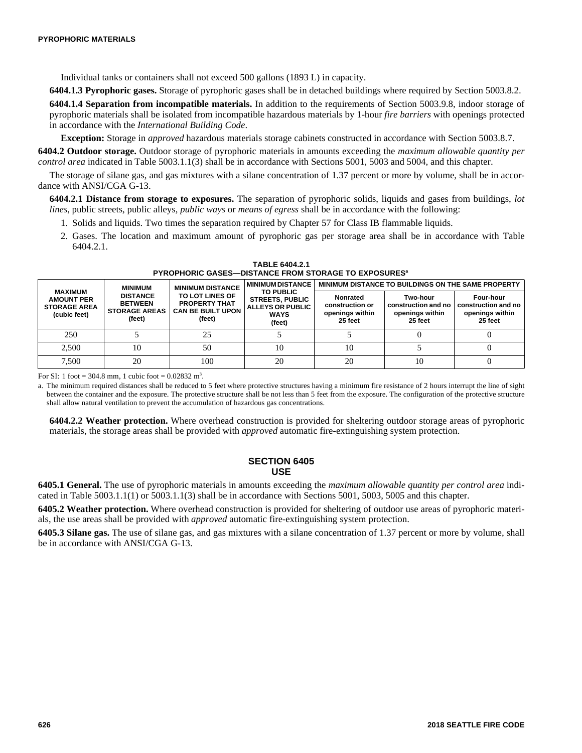Individual tanks or containers shall not exceed 500 gallons (1893 L) in capacity.

**6404.1.3 Pyrophoric gases.** Storage of pyrophoric gases shall be in detached buildings where required by Section 5003.8.2.

**6404.1.4 Separation from incompatible materials.** In addition to the requirements of Section 5003.9.8, indoor storage of pyrophoric materials shall be isolated from incompatible hazardous materials by 1-hour *fire barriers* with openings protected in accordance with the *International Building Code*.

**Exception:** Storage in *approved* hazardous materials storage cabinets constructed in accordance with Section 5003.8.7.

**6404.2 Outdoor storage.** Outdoor storage of pyrophoric materials in amounts exceeding the *maximum allowable quantity per control area* indicated in Table 5003.1.1(3) shall be in accordance with Sections 5001, 5003 and 5004, and this chapter.

The storage of silane gas, and gas mixtures with a silane concentration of 1.37 percent or more by volume, shall be in accordance with ANSI/CGA G-13.

**6404.2.1 Distance from storage to exposures.** The separation of pyrophoric solids, liquids and gases from buildings, *lot lines*, public streets, public alleys, *public ways* or *means of egress* shall be in accordance with the following:

1. Solids and liquids. Two times the separation required by Chapter 57 for Class IB flammable liquids.
2. Gases. The location and maximum amount of pyrophoric gas per storage area shall be in accordance with Table 6404.2.1.

**TABLE 6404.2.1**
**PYROPHORIC GASES—DISTANCE FROM STORAGE TO EXPOSURES[a]**

| MAXIMUM AMOUNT PER STORAGE AREA (cubic feet) | MINIMUM DISTANCE BETWEEN STORAGE AREAS (feet) | MINIMUM DISTANCE TO LOT LINES OF PROPERTY THAT CAN BE BUILT UPON (feet) | MINIMUM DISTANCE TO PUBLIC STREETS, PUBLIC ALLEYS OR PUBLIC WAYS (feet) | MINIMUM DISTANCE TO BUILDINGS ON THE SAME PROPERTY | | |
|---|---|---|---|---|---|---|
| | | | | Nonrated construction or openings within 25 feet | Two-hour construction and no openings within 25 feet | Four-hour construction and no openings within 25 feet |
| 250 | 5 | 25 | 5 | 5 | 0 | 0 |
| 2,500 | 10 | 50 | 10 | 10 | 5 | 0 |
| 7,500 | 20 | 100 | 20 | 20 | 10 | 0 |

For SI: 1 foot = 304.8 mm, 1 cubic foot = 0.02832 $m^3$.

a. The minimum required distances shall be reduced to 5 feet where protective structures having a minimum fire resistance of 2 hours interrupt the line of sight between the container and the exposure. The protective structure shall be not less than 5 feet from the exposure. The configuration of the protective structure shall allow natural ventilation to prevent the accumulation of hazardous gas concentrations.

**6404.2.2 Weather protection.** Where overhead construction is provided for sheltering outdoor storage areas of pyrophoric materials, the storage areas shall be provided with *approved* automatic fire-extinguishing system protection.

## SECTION 6405
## USE

**6405.1 General.** The use of pyrophoric materials in amounts exceeding the *maximum allowable quantity per control area* indicated in Table 5003.1.1(1) or 5003.1.1(3) shall be in accordance with Sections 5001, 5003, 5005 and this chapter.

**6405.2 Weather protection.** Where overhead construction is provided for sheltering of outdoor use areas of pyrophoric materials, the use areas shall be provided with *approved* automatic fire-extinguishing system protection.

**6405.3 Silane gas.** The use of silane gas, and gas mixtures with a silane concentration of 1.37 percent or more by volume, shall be in accordance with ANSI/CGA G-13.